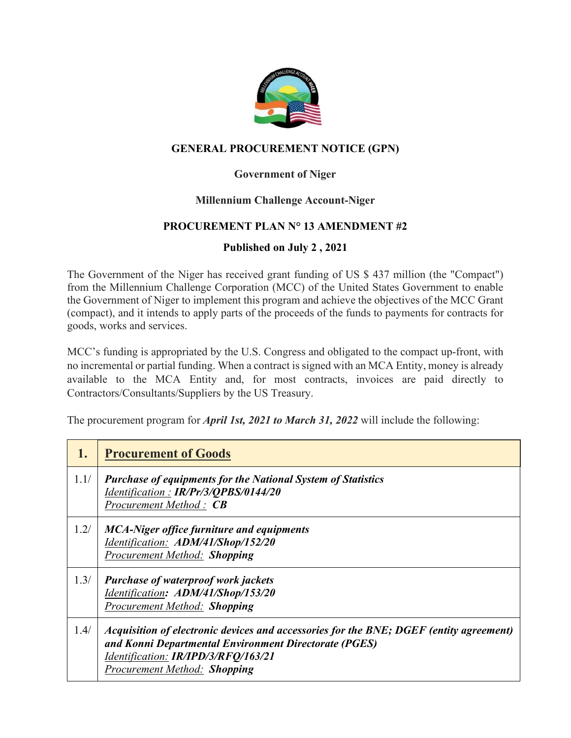**GENERAL PROCUREMENT NOTICE (GPN)**

**Government of Niger**

**Millennium Challenge Account-Niger**

**PROCUREMENT PLAN N° 13 AMENDMENT #2**

**Published on July 2 , 2021**

The Government of the Niger has received grant funding of US $ 437 million (the "Compact") from the Millennium Challenge Corporation (MCC) of the United States Government to enable the Government of Niger to implement this program and achieve the objectives of the MCC Grant (compact), and it intends to apply parts of the proceeds of the funds to payments for contracts for goods, works and services.

MCC's funding is appropriated by the U.S. Congress and obligated to the compact up-front, with no incremental or partial funding. When a contract is signed with an MCA Entity, money is already available to the MCA Entity and, for most contracts, invoices are paid directly to Contractors/Consultants/Suppliers by the US Treasury.

The procurement program for ***April 1st, 2021 to March 31, 2022*** will include the following:

| **1.** | **Procurement of Goods** |
|---|---|
| 1.1/ | ***Purchase of equipments for the National System of Statistics***<br>*Identification :* ***IR/Pr/3/QPBS/0144/20***<br>*Procurement Method :* ***CB*** |
| 1.2/ | ***MCA-Niger office furniture and equipments***<br>*Identification:* ***ADM/41/Shop/152/20***<br>*Procurement Method:* ***Shopping*** |
| 1.3/ | ***Purchase of waterproof work jackets***<br>*Identification****:*** ***ADM/41/Shop/153/20***<br>*Procurement Method:* ***Shopping*** |
| 1.4/ | ***Acquisition of electronic devices and accessories for the BNE; DGEF (entity agreement) and Konni Departmental Environment Directorate (PGES)***<br>*Identification:* ***IR/IPD/3/RFQ/163/21***<br>*Procurement Method:* ***Shopping*** |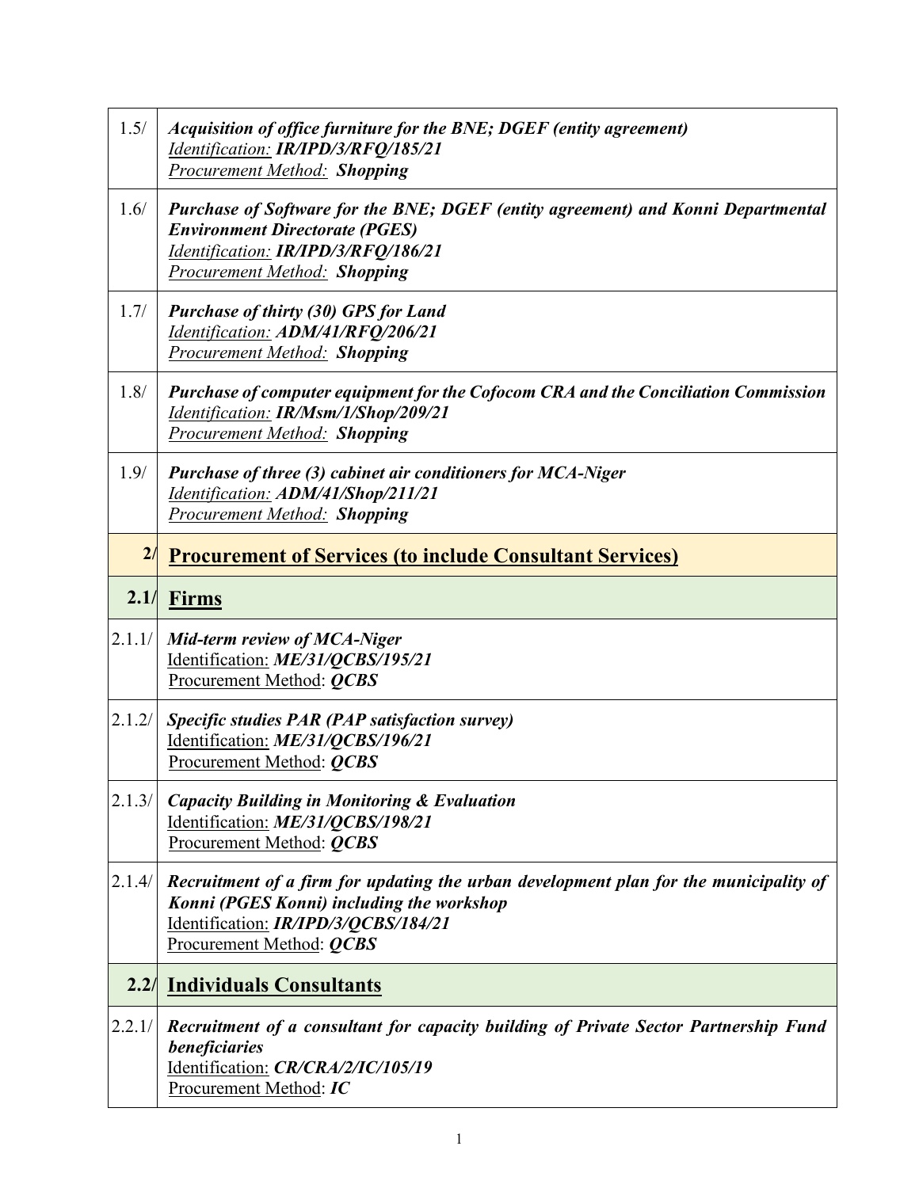| | |
|---|---|
| 1.5/ | ***Acquisition of office furniture for the BNE; DGEF (entity agreement)***<br>*Identification:* ***IR/IPD/3/RFQ/185/21***<br>*Procurement Method:* ***Shopping*** |
| 1.6/ | ***Purchase of Software for the BNE; DGEF (entity agreement) and Konni Departmental Environment Directorate (PGES)***<br>*Identification:* ***IR/IPD/3/RFQ/186/21***<br>*Procurement Method:* ***Shopping*** |
| 1.7/ | ***Purchase of thirty (30) GPS for Land***<br>*Identification:* ***ADM/41/RFQ/206/21***<br>*Procurement Method:* ***Shopping*** |
| 1.8/ | ***Purchase of computer equipment for the Cofocom CRA and the Conciliation Commission***<br>*Identification:* ***IR/Msm/1/Shop/209/21***<br>*Procurement Method:* ***Shopping*** |
| 1.9/ | ***Purchase of three (3) cabinet air conditioners for MCA-Niger***<br>*Identification:* ***ADM/41/Shop/211/21***<br>*Procurement Method:* ***Shopping*** |
| **2/** | **Procurement of Services (to include Consultant Services)** |
| **2.1/** | **Firms** |
| 2.1.1/ | ***Mid-term review of MCA-Niger***<br>Identification: ***ME/31/QCBS/195/21***<br>Procurement Method: ***QCBS*** |
| 2.1.2/ | ***Specific studies PAR (PAP satisfaction survey)***<br>Identification: ***ME/31/QCBS/196/21***<br>Procurement Method: ***QCBS*** |
| 2.1.3/ | ***Capacity Building in Monitoring & Evaluation***<br>Identification: ***ME/31/QCBS/198/21***<br>Procurement Method: ***QCBS*** |
| 2.1.4/ | ***Recruitment of a firm for updating the urban development plan for the municipality of Konni (PGES Konni) including the workshop***<br>Identification: ***IR/IPD/3/QCBS/184/21***<br>Procurement Method: ***QCBS*** |
| **2.2/** | **Individuals Consultants** |
| 2.2.1/ | ***Recruitment of a consultant for capacity building of Private Sector Partnership Fund beneficiaries***<br>Identification: ***CR/CRA/2/IC/105/19***<br>Procurement Method: ***IC*** |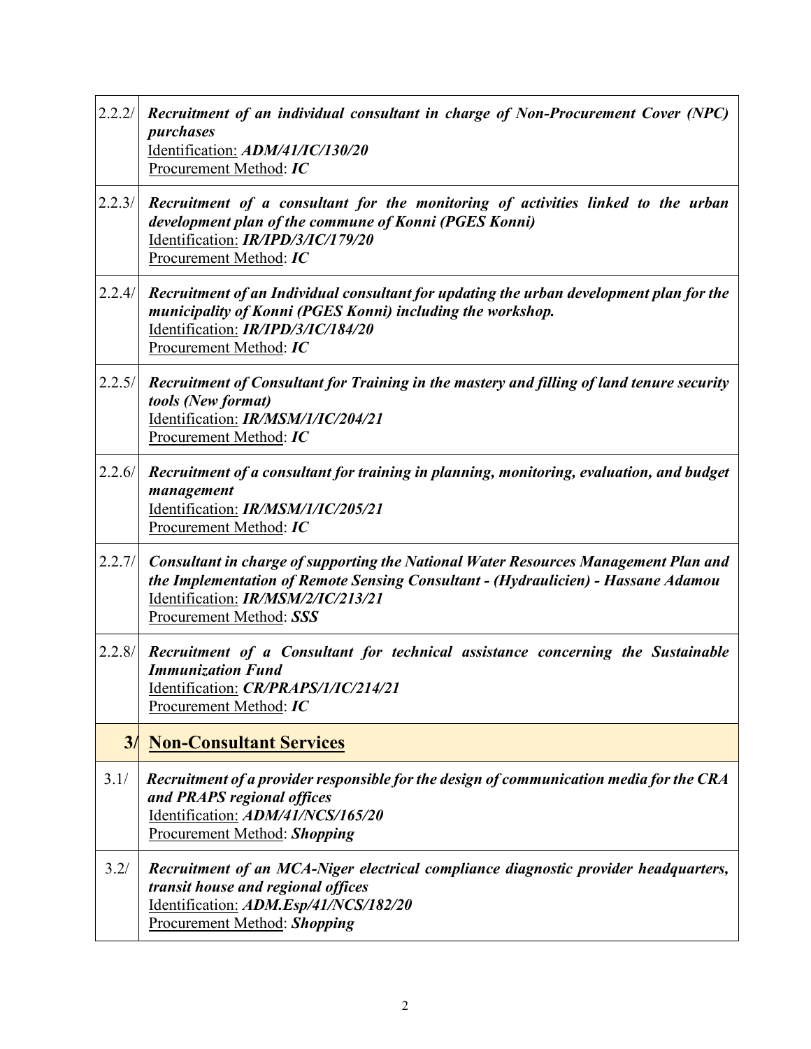| | |
|---|---|
| 2.2.2/ | ***Recruitment of an individual consultant in charge of Non-Procurement Cover (NPC) purchases***<br>Identification: ***ADM/41/IC/130/20***<br>Procurement Method: ***IC*** |
| 2.2.3/ | ***Recruitment of a consultant for the monitoring of activities linked to the urban development plan of the commune of Konni (PGES Konni)***<br>Identification: ***IR/IPD/3/IC/179/20***<br>Procurement Method: ***IC*** |
| 2.2.4/ | ***Recruitment of an Individual consultant for updating the urban development plan for the municipality of Konni (PGES Konni) including the workshop.***<br>Identification: ***IR/IPD/3/IC/184/20***<br>Procurement Method: ***IC*** |
| 2.2.5/ | ***Recruitment of Consultant for Training in the mastery and filling of land tenure security tools (New format)***<br>Identification: ***IR/MSM/1/IC/204/21***<br>Procurement Method: ***IC*** |
| 2.2.6/ | ***Recruitment of a consultant for training in planning, monitoring, evaluation, and budget management***<br>Identification: ***IR/MSM/1/IC/205/21***<br>Procurement Method: ***IC*** |
| 2.2.7/ | ***Consultant in charge of supporting the National Water Resources Management Plan and the Implementation of Remote Sensing Consultant - (Hydraulicien) - Hassane Adamou***<br>Identification: ***IR/MSM/2/IC/213/21***<br>Procurement Method: ***SSS*** |
| 2.2.8/ | ***Recruitment of a Consultant for technical assistance concerning the Sustainable Immunization Fund***<br>Identification: ***CR/PRAPS/1/IC/214/21***<br>Procurement Method: ***IC*** |
| **3/** | **Non-Consultant Services** |
| 3.1/ | ***Recruitment of a provider responsible for the design of communication media for the CRA and PRAPS regional offices***<br>Identification: ***ADM/41/NCS/165/20***<br>Procurement Method: ***Shopping*** |
| 3.2/ | ***Recruitment of an MCA-Niger electrical compliance diagnostic provider headquarters, transit house and regional offices***<br>Identification: ***ADM.Esp/41/NCS/182/20***<br>Procurement Method: ***Shopping*** |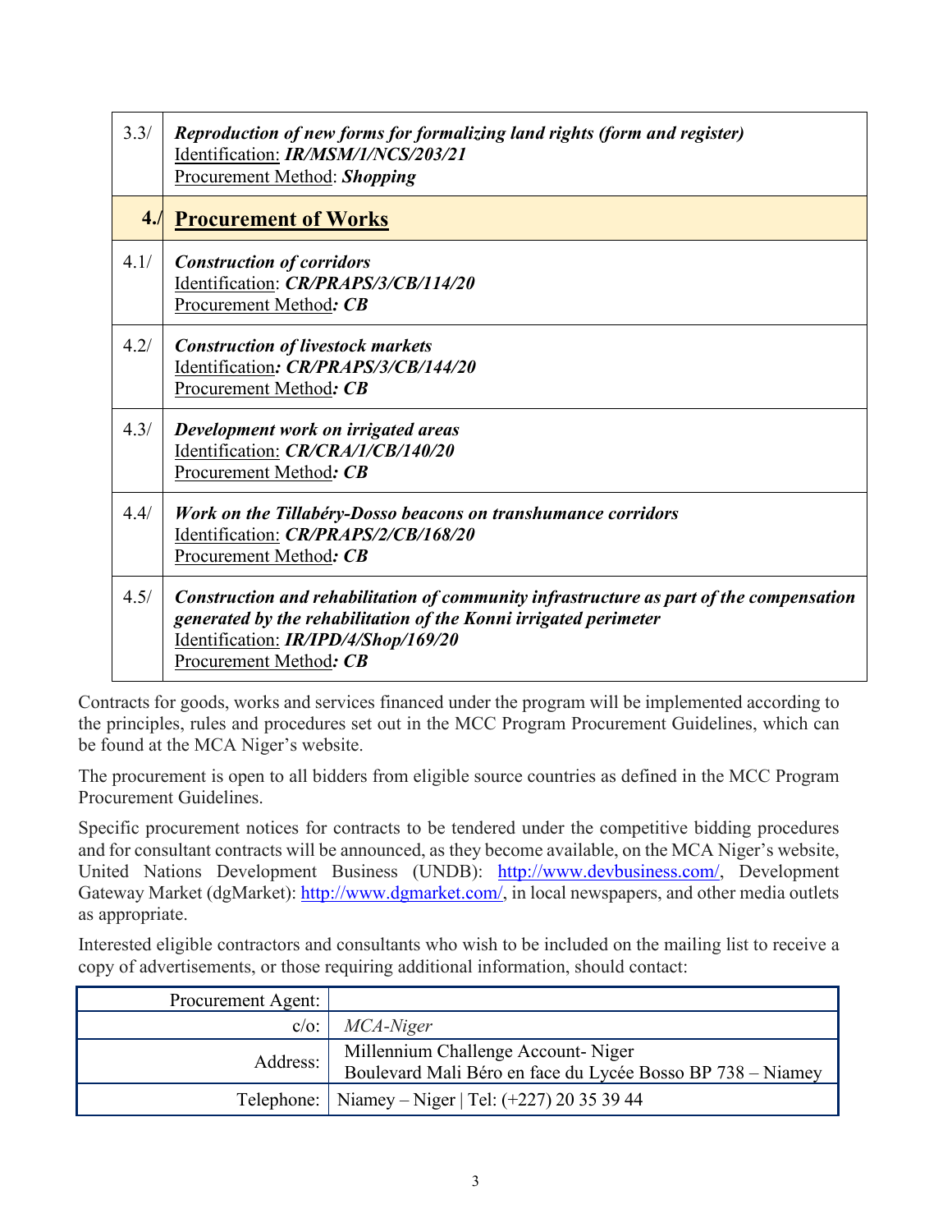| | |
|---|---|
| 3.3/ | ***Reproduction of new forms for formalizing land rights (form and register)***<br>Identification: ***IR/MSM/1/NCS/203/21***<br>Procurement Method: ***Shopping*** |
| **4./** | **Procurement of Works** |
| 4.1/ | ***Construction of corridors***<br>Identification: ***CR/PRAPS/3/CB/114/20***<br>Procurement Method***: CB*** |
| 4.2/ | ***Construction of livestock markets***<br>Identification***: CR/PRAPS/3/CB/144/20***<br>Procurement Method***: CB*** |
| 4.3/ | ***Development work on irrigated areas***<br>Identification: ***CR/CRA/1/CB/140/20***<br>Procurement Method***: CB*** |
| 4.4/ | ***Work on the Tillabéry-Dosso beacons on transhumance corridors***<br>Identification: ***CR/PRAPS/2/CB/168/20***<br>Procurement Method***: CB*** |
| 4.5/ | ***Construction and rehabilitation of community infrastructure as part of the compensation generated by the rehabilitation of the Konni irrigated perimeter***<br>Identification: ***IR/IPD/4/Shop/169/20***<br>Procurement Method***: CB*** |

Contracts for goods, works and services financed under the program will be implemented according to the principles, rules and procedures set out in the MCC Program Procurement Guidelines, which can be found at the MCA Niger's website.

The procurement is open to all bidders from eligible source countries as defined in the MCC Program Procurement Guidelines.

Specific procurement notices for contracts to be tendered under the competitive bidding procedures and for consultant contracts will be announced, as they become available, on the MCA Niger's website, United Nations Development Business (UNDB): http://www.devbusiness.com/, Development Gateway Market (dgMarket): http://www.dgmarket.com/, in local newspapers, and other media outlets as appropriate.

Interested eligible contractors and consultants who wish to be included on the mailing list to receive a copy of advertisements, or those requiring additional information, should contact:

| | |
|---|---|
| Procurement Agent: | |
| c/o: | *MCA-Niger* |
| Address: | Millennium Challenge Account- Niger<br>Boulevard Mali Béro en face du Lycée Bosso BP 738 – Niamey |
| Telephone: | Niamey – Niger \| Tel: (+227) 20 35 39 44 |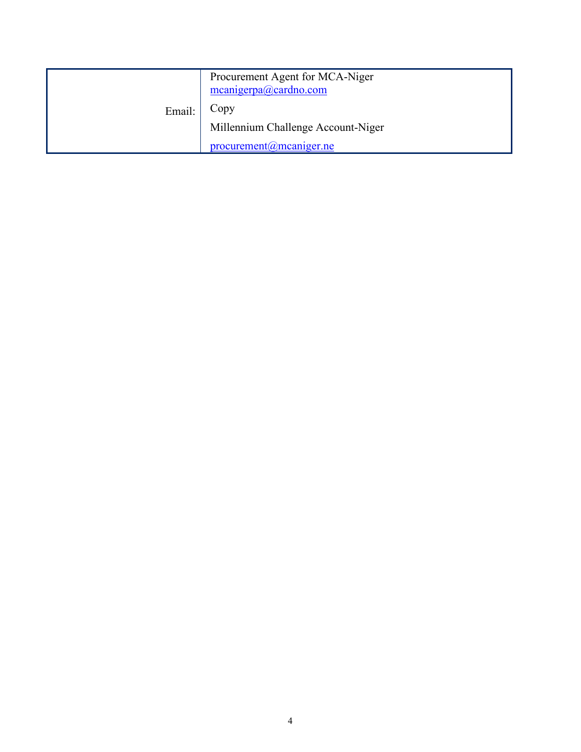| | |
|---|---|
| Email: | Procurement Agent for MCA-Niger<br>mcanigerpa@cardno.com<br>Copy<br>Millennium Challenge Account-Niger<br>procurement@mcaniger.ne |